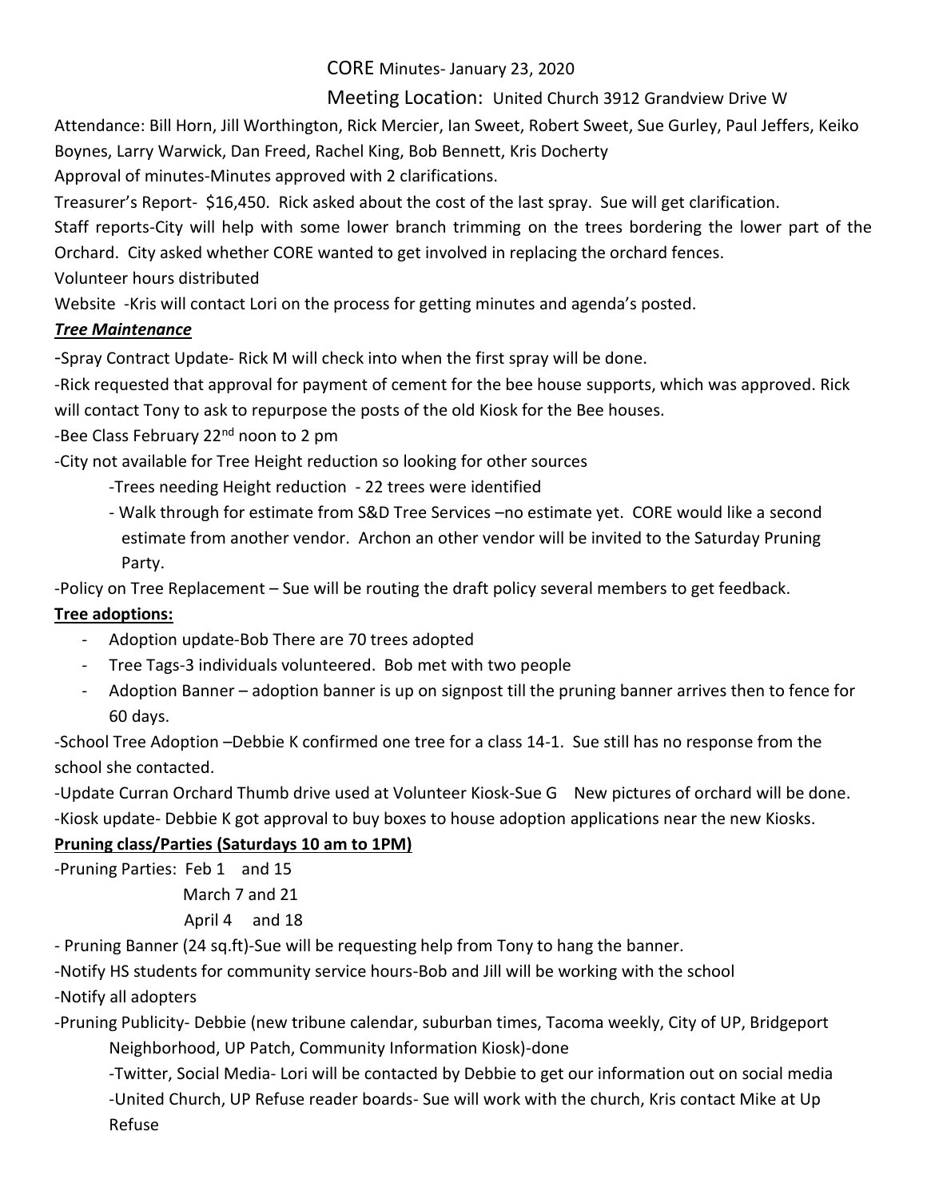CORE Minutes- January 23, 2020

Meeting Location: United Church 3912 Grandview Drive W

Attendance: Bill Horn, Jill Worthington, Rick Mercier, Ian Sweet, Robert Sweet, Sue Gurley, Paul Jeffers, Keiko Boynes, Larry Warwick, Dan Freed, Rachel King, Bob Bennett, Kris Docherty

Approval of minutes-Minutes approved with 2 clarifications.

Treasurer's Report- $16,450. Rick asked about the cost of the last spray. Sue will get clarification.

Staff reports-City will help with some lower branch trimming on the trees bordering the lower part of the Orchard. City asked whether CORE wanted to get involved in replacing the orchard fences.

Volunteer hours distributed

Website -Kris will contact Lori on the process for getting minutes and agenda's posted.

***Tree Maintenance***

-Spray Contract Update- Rick M will check into when the first spray will be done.

-Rick requested that approval for payment of cement for the bee house supports, which was approved. Rick will contact Tony to ask to repurpose the posts of the old Kiosk for the Bee houses.

-Bee Class February 22nd noon to 2 pm

-City not available for Tree Height reduction so looking for other sources

- -Trees needing Height reduction - 22 trees were identified
- - Walk through for estimate from S&D Tree Services –no estimate yet. CORE would like a second estimate from another vendor. Archon an other vendor will be invited to the Saturday Pruning Party.

-Policy on Tree Replacement – Sue will be routing the draft policy several members to get feedback.

**Tree adoptions:**

- Adoption update-Bob There are 70 trees adopted
- Tree Tags-3 individuals volunteered. Bob met with two people
- Adoption Banner – adoption banner is up on signpost till the pruning banner arrives then to fence for 60 days.

-School Tree Adoption –Debbie K confirmed one tree for a class 14-1. Sue still has no response from the school she contacted.

-Update Curran Orchard Thumb drive used at Volunteer Kiosk-Sue G New pictures of orchard will be done.

-Kiosk update- Debbie K got approval to buy boxes to house adoption applications near the new Kiosks.

**Pruning class/Parties (Saturdays 10 am to 1PM)**

-Pruning Parties: Feb 1 and 15
March 7 and 21
April 4 and 18

- Pruning Banner (24 sq.ft)-Sue will be requesting help from Tony to hang the banner.

-Notify HS students for community service hours-Bob and Jill will be working with the school

-Notify all adopters

-Pruning Publicity- Debbie (new tribune calendar, suburban times, Tacoma weekly, City of UP, Bridgeport Neighborhood, UP Patch, Community Information Kiosk)-done

- -Twitter, Social Media- Lori will be contacted by Debbie to get our information out on social media
- -United Church, UP Refuse reader boards- Sue will work with the church, Kris contact Mike at Up Refuse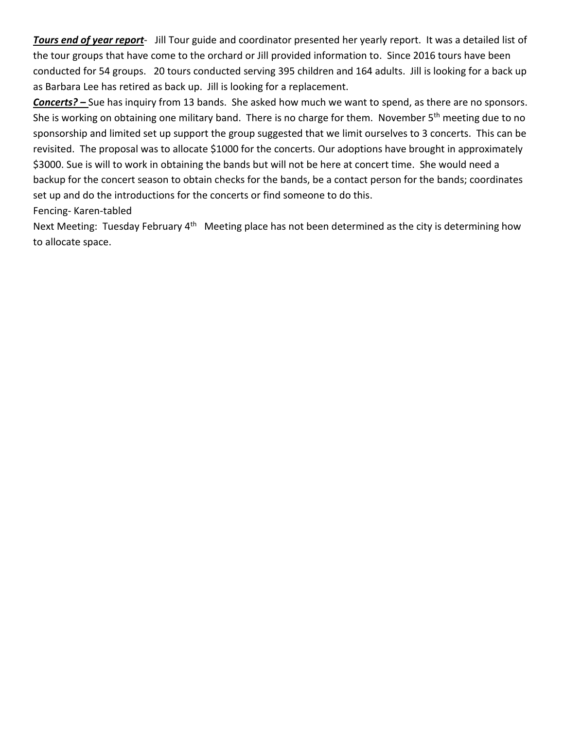***Tours end of year report***- Jill Tour guide and coordinator presented her yearly report. It was a detailed list of the tour groups that have come to the orchard or Jill provided information to. Since 2016 tours have been conducted for 54 groups. 20 tours conducted serving 395 children and 164 adults. Jill is looking for a back up as Barbara Lee has retired as back up. Jill is looking for a replacement.

***Concerts? –*** Sue has inquiry from 13 bands. She asked how much we want to spend, as there are no sponsors. She is working on obtaining one military band. There is no charge for them. November 5th meeting due to no sponsorship and limited set up support the group suggested that we limit ourselves to 3 concerts. This can be revisited. The proposal was to allocate $1000 for the concerts. Our adoptions have brought in approximately $3000. Sue is will to work in obtaining the bands but will not be here at concert time. She would need a backup for the concert season to obtain checks for the bands, be a contact person for the bands; coordinates set up and do the introductions for the concerts or find someone to do this.

Fencing- Karen-tabled

Next Meeting: Tuesday February 4th Meeting place has not been determined as the city is determining how to allocate space.